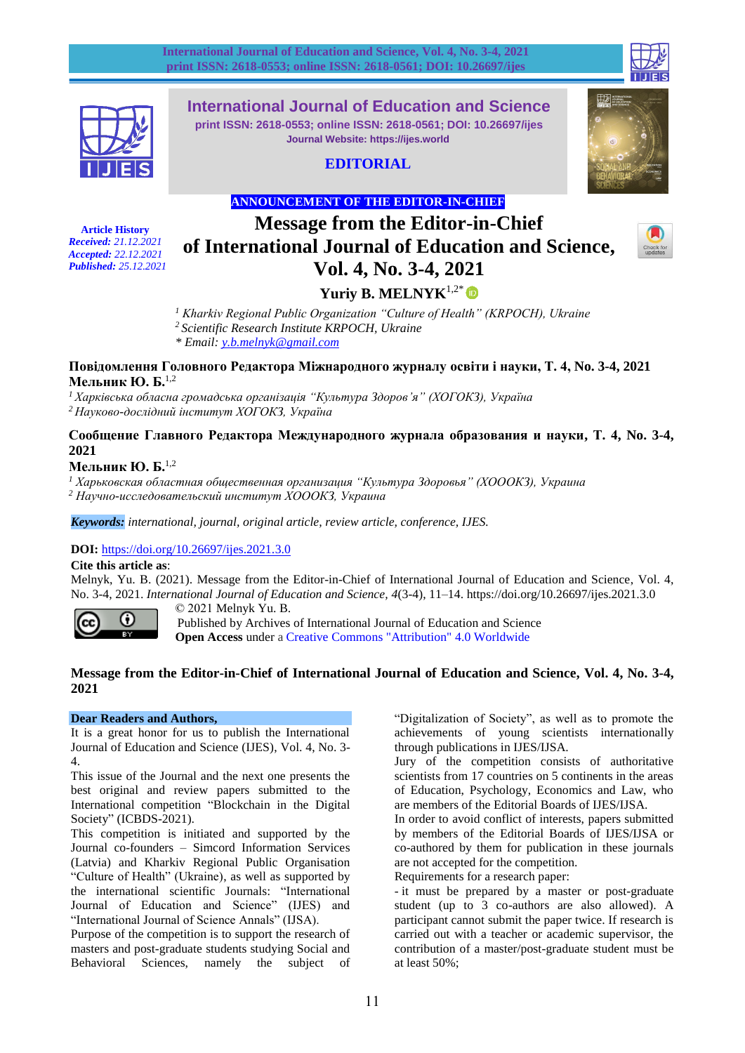# International Journal of Education and Science

print ISSN: 2618-0553; online ISSN: 2618-0561; DOI: 10.26697/ijes

Journal Website: https://ijes.world

**EDITORIAL**

**ANNOUNCEMENT OF THE EDITOR-IN-CHIEF**

**Article History**
*Received:* *21.12.2021*
*Accepted:* *22.12.2021*
*Published:* *25.12.2021*

# Message from the Editor-in-Chief of International Journal of Education and Science, Vol. 4, No. 3-4, 2021

**Yuriy B. MELNYK**[1,2*]

[1] *Kharkiv Regional Public Organization "Culture of Health" (KRPOCH), Ukraine*
[2] *Scientific Research Institute KRPOCH, Ukraine*
\* *Email: y.b.melnyk@gmail.com*

**Повідомлення Головного Редактора Міжнародного журналу освіти і науки, Т. 4, No. 3-4, 2021**
**Мельник Ю. Б.**[1,2]

[1] *Харківська обласна громадська організація "Культура Здоров'я" (ХОГОКЗ), Україна*
[2] *Науково-дослідний інститут ХОГОКЗ, Україна*

**Сообщение Главного Редактора Международного журнала образования и науки, Т. 4, No. 3-4, 2021**
**Мельник Ю. Б.**[1,2]

[1] *Харьковская областная общественная организация "Культура Здоровья" (ХОООКЗ), Украина*
[2] *Научно-исследовательский институт ХОООКЗ, Украина*

***Keywords:*** *international, journal, original article, review article, conference, IJES.*

**DOI:** https://doi.org/10.26697/ijes.2021.3.0

**Cite this article as**:
Melnyk, Yu. B. (2021). Message from the Editor-in-Chief of International Journal of Education and Science, Vol. 4, No. 3-4, 2021. *International Journal of Education and Science, 4*(3-4), 11–14. https://doi.org/10.26697/ijes.2021.3.0

© 2021 Melnyk Yu. B.
Published by Archives of International Journal of Education and Science
**Open Access** under a Creative Commons "Attribution" 4.0 Worldwide

## Message from the Editor-in-Chief of International Journal of Education and Science, Vol. 4, No. 3-4, 2021

**Dear Readers and Authors,**

It is a great honor for us to publish the International Journal of Education and Science (IJES), Vol. 4, No. 3-4.

This issue of the Journal and the next one presents the best original and review papers submitted to the International competition "Blockchain in the Digital Society" (ICBDS-2021).

This competition is initiated and supported by the Journal co-founders – Simcord Information Services (Latvia) and Kharkiv Regional Public Organisation "Culture of Health" (Ukraine), as well as supported by the international scientific Journals: "International Journal of Education and Science" (IJES) and "International Journal of Science Annals" (IJSA).

Purpose of the competition is to support the research of masters and post-graduate students studying Social and Behavioral Sciences, namely the subject of "Digitalization of Society", as well as to promote the achievements of young scientists internationally through publications in IJES/IJSA.

Jury of the competition consists of authoritative scientists from 17 countries on 5 continents in the areas of Education, Psychology, Economics and Law, who are members of the Editorial Boards of IJES/IJSA.

In order to avoid conflict of interests, papers submitted by members of the Editorial Boards of IJES/IJSA or co-authored by them for publication in these journals are not accepted for the competition.

Requirements for a research paper:

- it must be prepared by a master or post-graduate student (up to 3 co-authors are also allowed). A participant cannot submit the paper twice. If research is carried out with a teacher or academic supervisor, the contribution of a master/post-graduate student must be at least 50%;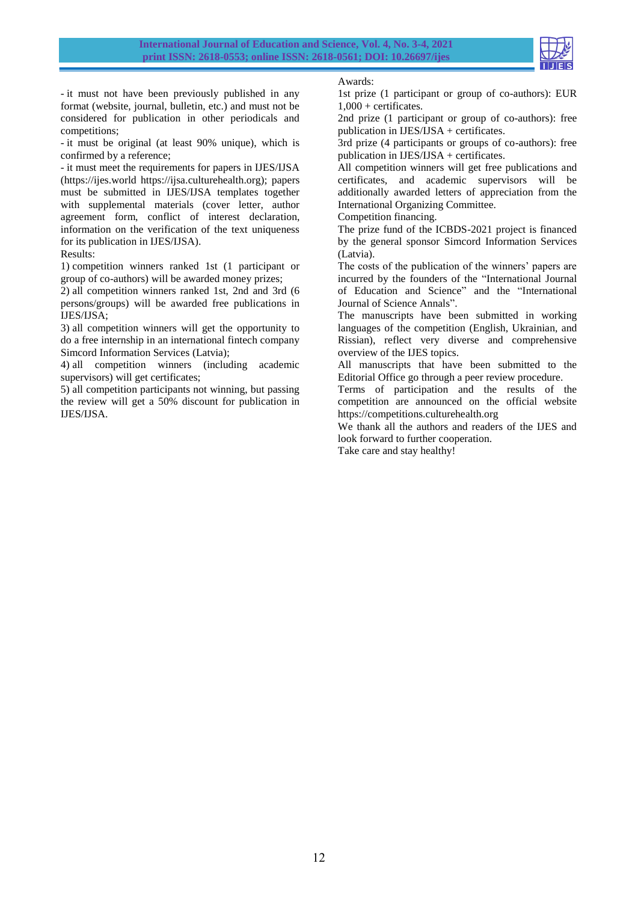- it must not have been previously published in any format (website, journal, bulletin, etc.) and must not be considered for publication in other periodicals and competitions;

- it must be original (at least 90% unique), which is confirmed by a reference;

- it must meet the requirements for papers in IJES/IJSA (https://ijes.world https://ijsa.culturehealth.org); papers must be submitted in IJES/IJSA templates together with supplemental materials (cover letter, author agreement form, conflict of interest declaration, information on the verification of the text uniqueness for its publication in IJES/IJSA).

Results:

1) competition winners ranked 1st (1 participant or group of co-authors) will be awarded money prizes;

2) all competition winners ranked 1st, 2nd and 3rd (6 persons/groups) will be awarded free publications in IJES/IJSA;

3) all competition winners will get the opportunity to do a free internship in an international fintech company Simcord Information Services (Latvia);

4) all competition winners (including academic supervisors) will get certificates;

5) all competition participants not winning, but passing the review will get a 50% discount for publication in IJES/IJSA.

Awards:

1st prize (1 participant or group of co-authors): EUR 1,000 + certificates.

2nd prize (1 participant or group of co-authors): free publication in IJES/IJSA + certificates.

3rd prize (4 participants or groups of co-authors): free publication in IJES/IJSA + certificates.

All competition winners will get free publications and certificates, and academic supervisors will be additionally awarded letters of appreciation from the International Organizing Committee.

Competition financing.

The prize fund of the ICBDS-2021 project is financed by the general sponsor Simcord Information Services (Latvia).

The costs of the publication of the winners' papers are incurred by the founders of the "International Journal of Education and Science" and the "International Journal of Science Annals".

The manuscripts have been submitted in working languages of the competition (English, Ukrainian, and Rissian), reflect very diverse and comprehensive overview of the IJES topics.

All manuscripts that have been submitted to the Editorial Office go through a peer review procedure.

Terms of participation and the results of the competition are announced on the official website https://competitions.culturehealth.org

We thank all the authors and readers of the IJES and look forward to further cooperation.

Take care and stay healthy!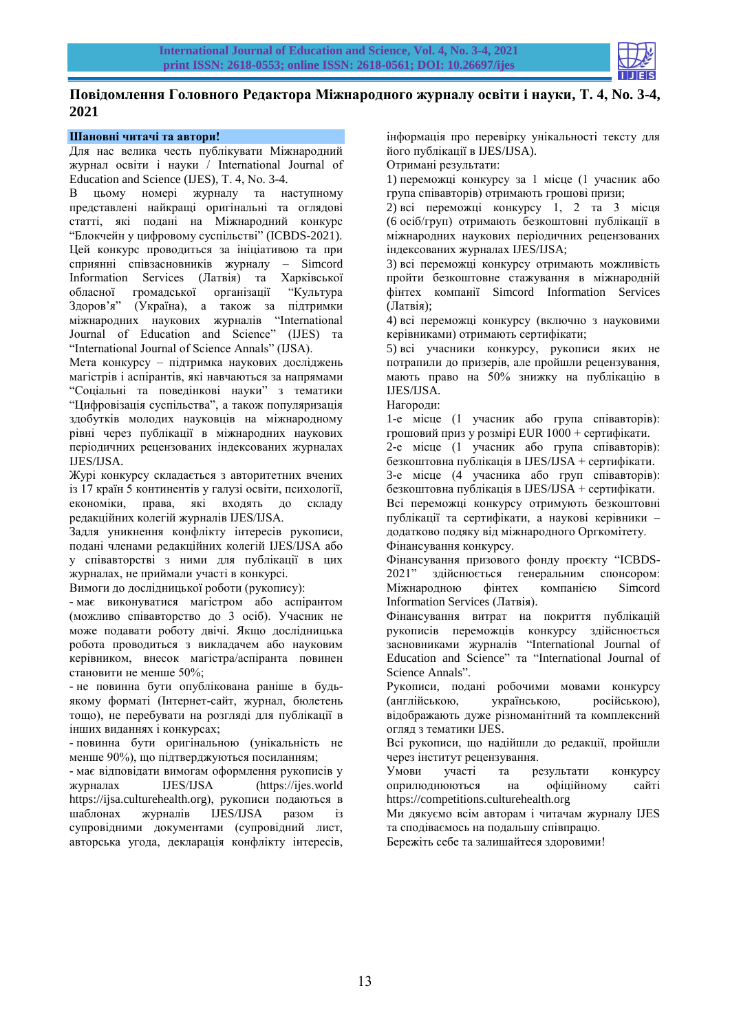# Повідомлення Головного Редактора Міжнародного журналу освіти і науки, Т. 4, No. 3-4, 2021

**Шановні читачі та автори!**

Для нас велика честь публікувати Міжнародний журнал освіти і науки / International Journal of Education and Science (IJES), Т. 4, No. 3-4.

В цьому номері журналу та наступному представлені найкращі оригінальні та оглядові статті, які подані на Міжнародний конкурс "Блокчейн у цифровому суспільстві" (ICBDS-2021). Цей конкурс проводиться за ініціативою та при сприянні співзасновників журналу – Simcord Information Services (Латвія) та Харківської обласної громадської організації "Культура Здоров'я" (Україна), а також за підтримки міжнародних наукових журналів "International Journal of Education and Science" (IJES) та "International Journal of Science Annals" (IJSA).

Мета конкурсу – підтримка наукових досліджень магістрів і аспірантів, які навчаються за напрямами "Соціальні та поведінкові науки" з тематики "Цифровізація суспільства", а також популяризація здобутків молодих науковців на міжнародному рівні через публікації в міжнародних наукових періодичних рецензованих індексованих журналах IJES/IJSA.

Журі конкурсу складається з авторитетних вчених із 17 країн 5 континентів у галузі освіти, психології, економіки, права, які входять до складу редакційних колегій журналів IJES/IJSA.

Задля уникнення конфлікту інтересів рукописи, подані членами редакційних колегій IJES/IJSA або у співавторстві з ними для публікації в цих журналах, не приймали участі в конкурсі.

Вимоги до дослідницької роботи (рукопису):

- має виконуватися магістром або аспірантом (можливо співавторство до 3 осіб). Учасник не може подавати роботу двічі. Якщо дослідницька робота проводиться з викладачем або науковим керівником, внесок магістра/аспіранта повинен становити не менше 50%;
- не повинна бути опублікована раніше в будь-якому форматі (Інтернет-сайт, журнал, бюлетень тощо), не перебувати на розгляді для публікації в інших виданнях і конкурсах;
- повинна бути оригінальною (унікальність не менше 90%), що підтверджуються посиланням;
- має відповідати вимогам оформлення рукописів у журналах IJES/IJSA (https://ijes.world https://ijsa.culturehealth.org), рукописи подаються в шаблонах журналів IJES/IJSA разом із супровідними документами (супровідний лист, авторська угода, декларація конфлікту інтересів, інформація про перевірку унікальності тексту для його публікації в IJES/IJSA).

Отримані результати:

1) переможці конкурсу за 1 місце (1 учасник або група співавторів) отримають грошові призи;
2) всі переможці конкурсу 1, 2 та 3 місця (6 осіб/груп) отримають безкоштовні публікації в міжнародних наукових періодичних рецензованих індексованих журналах IJES/IJSA;
3) всі переможці конкурсу отримають можливість пройти безкоштовне стажування в міжнародній фінтех компанії Simcord Information Services (Латвія);
4) всі переможці конкурсу (включно з науковими керівниками) отримають сертифікати;
5) всі учасники конкурсу, рукописи яких не потрапили до призерів, але пройшли рецензування, мають право на 50% знижку на публікацію в IJES/IJSA.

Нагороди:

1-е місце (1 учасник або група співавторів): грошовий приз у розмірі EUR 1000 + сертифікати.
2-е місце (1 учасник або група співавторів): безкоштовна публікація в IJES/IJSA + сертифікати.
3-е місце (4 учасника або груп співавторів): безкоштовна публікація в IJES/IJSA + сертифікати.

Всі переможці конкурсу отримують безкоштовні публікації та сертифікати, а наукові керівники – додатково подяку від міжнародного Оргкомітету.

Фінансування конкурсу.

Фінансування призового фонду проєкту "ICBDS-2021" здійснюється генеральним спонсором: Міжнародною фінтех компанією Simcord Information Services (Латвія).

Фінансування витрат на покриття публікацій рукописів переможців конкурсу здійснюється засновниками журналів "International Journal of Education and Science" та "International Journal of Science Annals".

Рукописи, подані робочими мовами конкурсу (англійською, українською, російською), відображають дуже різноманітний та комплексний огляд з тематики IJES.

Всі рукописи, що надійшли до редакції, пройшли через інститут рецензування.

Умови участі та результати конкурсу оприлюднюються на офіційному сайті https://competitions.culturehealth.org

Ми дякуємо всім авторам і читачам журналу IJES та сподіваємось на подальшу співпрацю.

Бережіть себе та залишайтеся здоровими!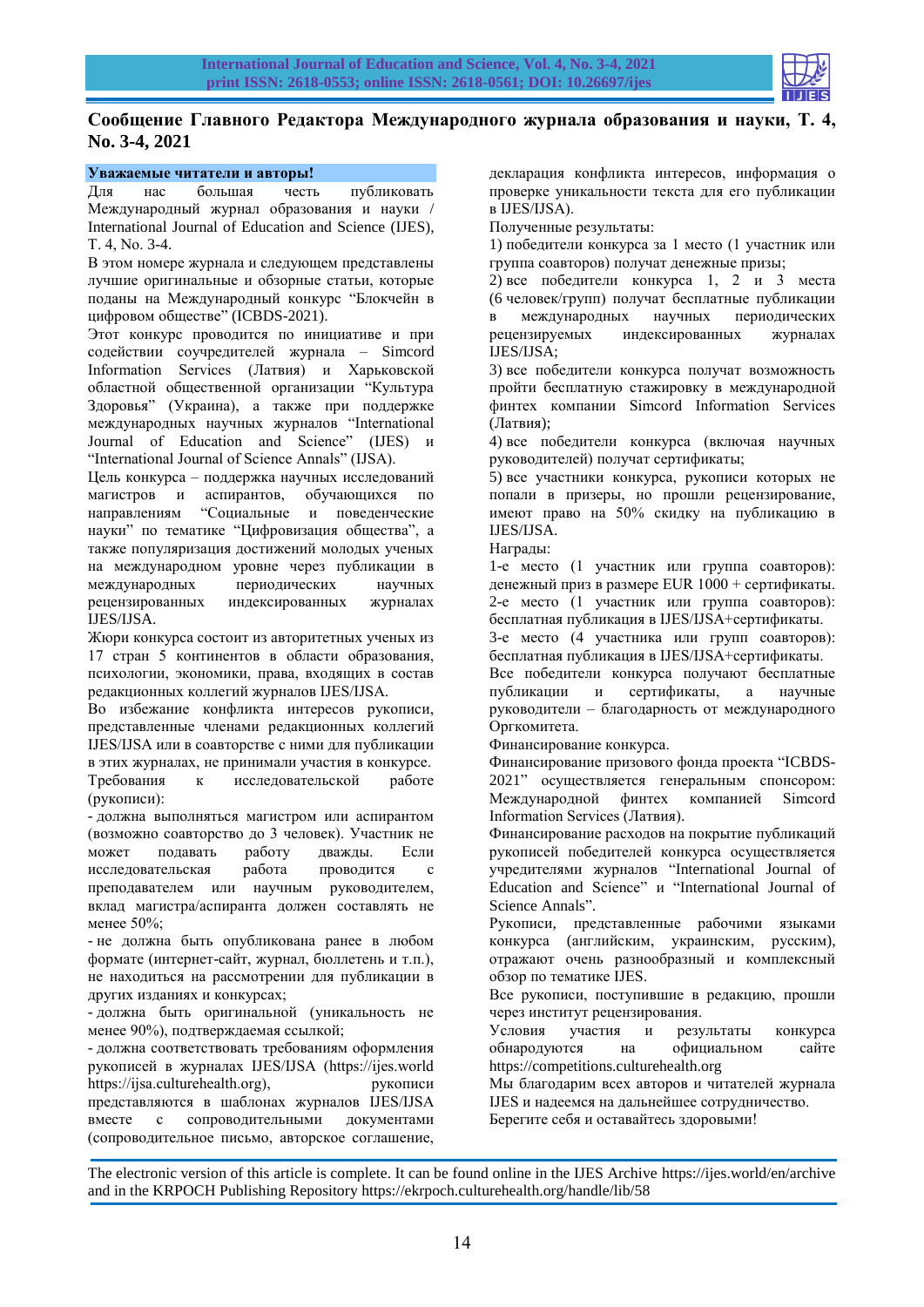# Сообщение Главного Редактора Международного журнала образования и науки, Т. 4, No. 3-4, 2021

**Уважаемые читатели и авторы!**

Для нас большая честь публиковать Международный журнал образования и науки / International Journal of Education and Science (IJES), Т. 4, No. 3-4.

В этом номере журнала и следующем представлены лучшие оригинальные и обзорные статьи, которые поданы на Международный конкурс "Блокчейн в цифровом обществе" (ICBDS-2021).

Этот конкурс проводится по инициативе и при содействии соучредителей журнала – Simcord Information Services (Латвия) и Харьковской областной общественной организации "Культура Здоровья" (Украина), а также при поддержке международных научных журналов "International Journal of Education and Science" (IJES) и "International Journal of Science Annals" (IJSA).

Цель конкурса – поддержка научных исследований магистров и аспирантов, обучающихся по направлениям "Социальные и поведенческие науки" по тематике "Цифровизация общества", а также популяризация достижений молодых ученых на международном уровне через публикации в международных периодических научных рецензированных индексированных журналах IJES/IJSA.

Жюри конкурса состоит из авторитетных ученых из 17 стран 5 континентов в области образования, психологии, экономики, права, входящих в состав редакционных коллегий журналов IJES/IJSA.

Во избежание конфликта интересов рукописи, представленные членами редакционных коллегий IJES/IJSA или в соавторстве с ними для публикации в этих журналах, не принимали участия в конкурсе.

Требования к исследовательской работе (рукописи):

- должна выполняться магистром или аспирантом (возможно соавторство до 3 человек). Участник не может подавать работу дважды. Если исследовательская работа проводится с преподавателем или научным руководителем, вклад магистра/аспиранта должен составлять не менее 50%;
- не должна быть опубликована ранее в любом формате (интернет-сайт, журнал, бюллетень и т.п.), не находиться на рассмотрении для публикации в других изданиях и конкурсах;
- должна быть оригинальной (уникальность не менее 90%), подтверждаемая ссылкой;
- должна соответствовать требованиям оформления рукописей в журналах IJES/IJSA (https://ijes.world https://ijsa.culturehealth.org), рукописи представляются в шаблонах журналов IJES/IJSA вместе с сопроводительными документами (сопроводительное письмо, авторское соглашение, декларация конфликта интересов, информация о проверке уникальности текста для его публикации в IJES/IJSA).

Полученные результаты:

1) победители конкурса за 1 место (1 участник или группа соавторов) получат денежные призы;
2) все победители конкурса 1, 2 и 3 места (6 человек/групп) получат бесплатные публикации в международных научных периодических рецензируемых индексированных журналах IJES/IJSA;
3) все победители конкурса получат возможность пройти бесплатную стажировку в международной финтех компании Simcord Information Services (Латвия);
4) все победители конкурса (включая научных руководителей) получат сертификаты;
5) все участники конкурса, рукописи которых не попали в призеры, но прошли рецензирование, имеют право на 50% скидку на публикацию в IJES/IJSA.

Награды:

1-е место (1 участник или группа соавторов): денежный приз в размере EUR 1000 + сертификаты.
2-е место (1 участник или группа соавторов): бесплатная публикация в IJES/IJSA+сертификаты.
3-е место (4 участника или групп соавторов): бесплатная публикация в IJES/IJSA+сертификаты.

Все победители конкурса получают бесплатные публикации и сертификаты, а научные руководители – благодарность от международного Оргкомитета.

Финансирование конкурса.

Финансирование призового фонда проекта "ICBDS-2021" осуществляется генеральным спонсором: Международной финтех компанией Simcord Information Services (Латвия).

Финансирование расходов на покрытие публикаций рукописей победителей конкурса осуществляется учредителями журналов "International Journal of Education and Science" и "International Journal of Science Annals".

Рукописи, представленные рабочими языками конкурса (английским, украинским, русским), отражают очень разнообразный и комплексный обзор по тематике IJES.

Все рукописи, поступившие в редакцию, прошли через институт рецензирования.

Условия участия и результаты конкурса обнародуются на официальном сайте https://competitions.culturehealth.org

Мы благодарим всех авторов и читателей журнала IJES и надеемся на дальнейшее сотрудничество.

Берегите себя и оставайтесь здоровыми!

The electronic version of this article is complete. It can be found online in the IJES Archive https://ijes.world/en/archive and in the KRPOCH Publishing Repository https://ekrpoch.culturehealth.org/handle/lib/58